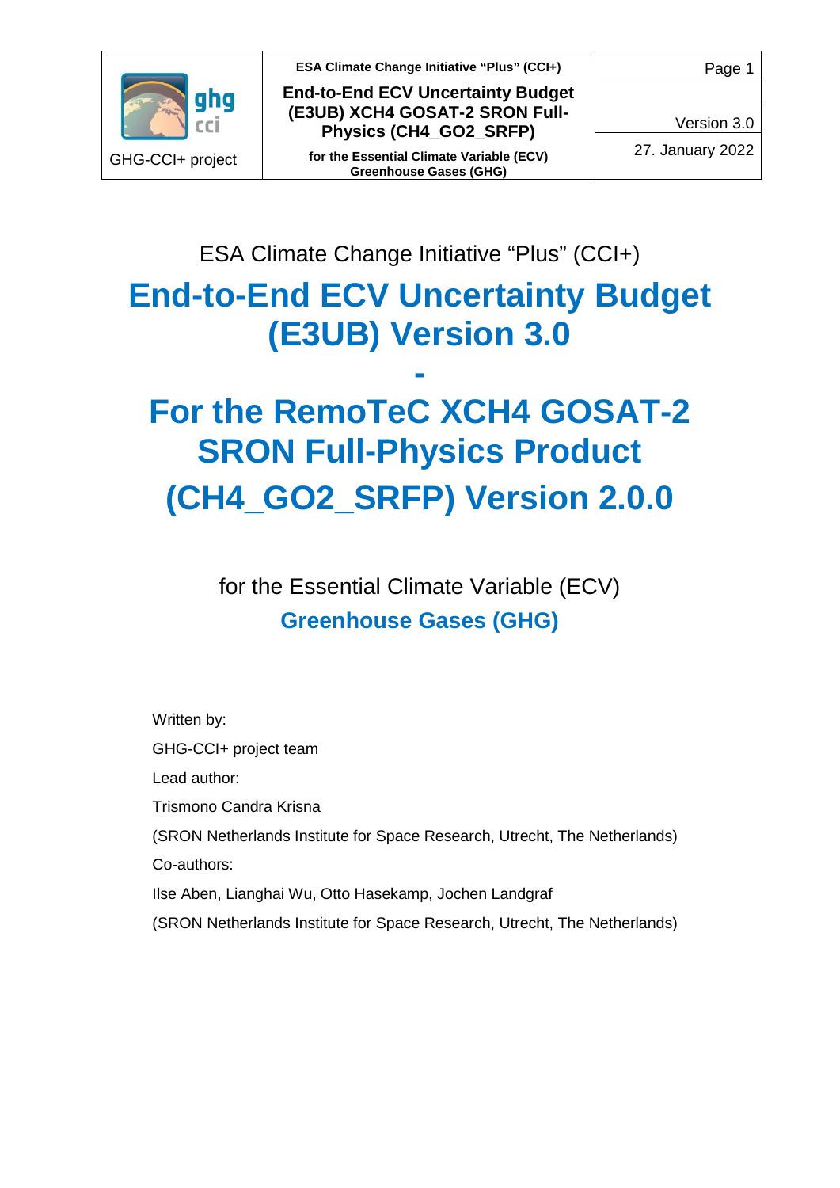ESA Climate Change Initiative “Plus” (CCI+)

# End-to-End ECV Uncertainty Budget (E3UB) Version 3.0

# -

# For the RemoTeC XCH4 GOSAT-2 SRON Full-Physics Product (CH4_GO2_SRFP) Version 2.0.0

for the Essential Climate Variable (ECV)

## Greenhouse Gases (GHG)

Written by:

GHG-CCI+ project team

Lead author:

Trismono Candra Krisna

(SRON Netherlands Institute for Space Research, Utrecht, The Netherlands)

Co-authors:

Ilse Aben, Lianghai Wu, Otto Hasekamp, Jochen Landgraf

(SRON Netherlands Institute for Space Research, Utrecht, The Netherlands)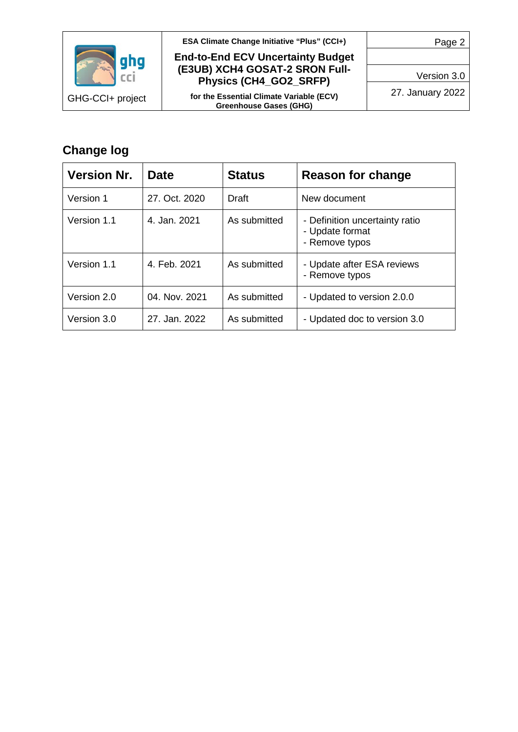## Change log

| Version Nr. | Date | Status | Reason for change |
|---|---|---|---|
| Version 1 | 27. Oct. 2020 | Draft | New document |
| Version 1.1 | 4. Jan. 2021 | As submitted | - Definition uncertainty ratio<br>- Update format<br>- Remove typos |
| Version 1.1 | 4. Feb. 2021 | As submitted | - Update after ESA reviews<br>- Remove typos |
| Version 2.0 | 04. Nov. 2021 | As submitted | - Updated to version 2.0.0 |
| Version 3.0 | 27. Jan. 2022 | As submitted | - Updated doc to version 3.0 |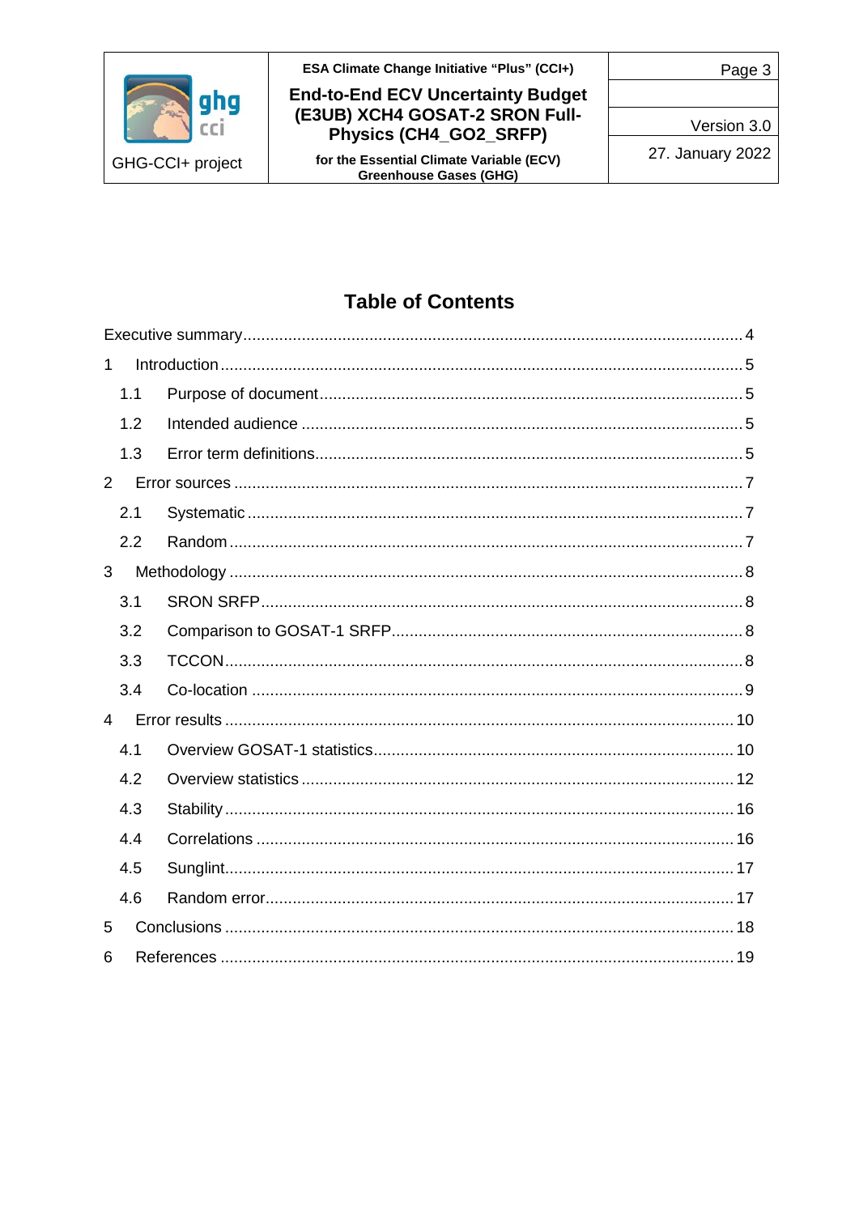# Table of Contents

Executive summary ............................................................................................................. 4

1 Introduction ................................................................................................................... 5

1.1 Purpose of document ............................................................................................. 5

1.2 Intended audience ................................................................................................. 5

1.3 Error term definitions ............................................................................................. 5

2 Error sources ................................................................................................................ 7

2.1 Systematic ............................................................................................................. 7

2.2 Random ................................................................................................................. 7

3 Methodology ................................................................................................................ 8

3.1 SRON SRFP .......................................................................................................... 8

3.2 Comparison to GOSAT-1 SRFP ............................................................................. 8

3.3 TCCON .................................................................................................................. 8

3.4 Co-location ............................................................................................................ 9

4 Error results ................................................................................................................ 10

4.1 Overview GOSAT-1 statistics ............................................................................... 10

4.2 Overview statistics ............................................................................................... 12

4.3 Stability ................................................................................................................ 16

4.4 Correlations ......................................................................................................... 16

4.5 Sunglint ................................................................................................................ 17

4.6 Random error ....................................................................................................... 17

5 Conclusions ................................................................................................................ 18

6 References ................................................................................................................. 19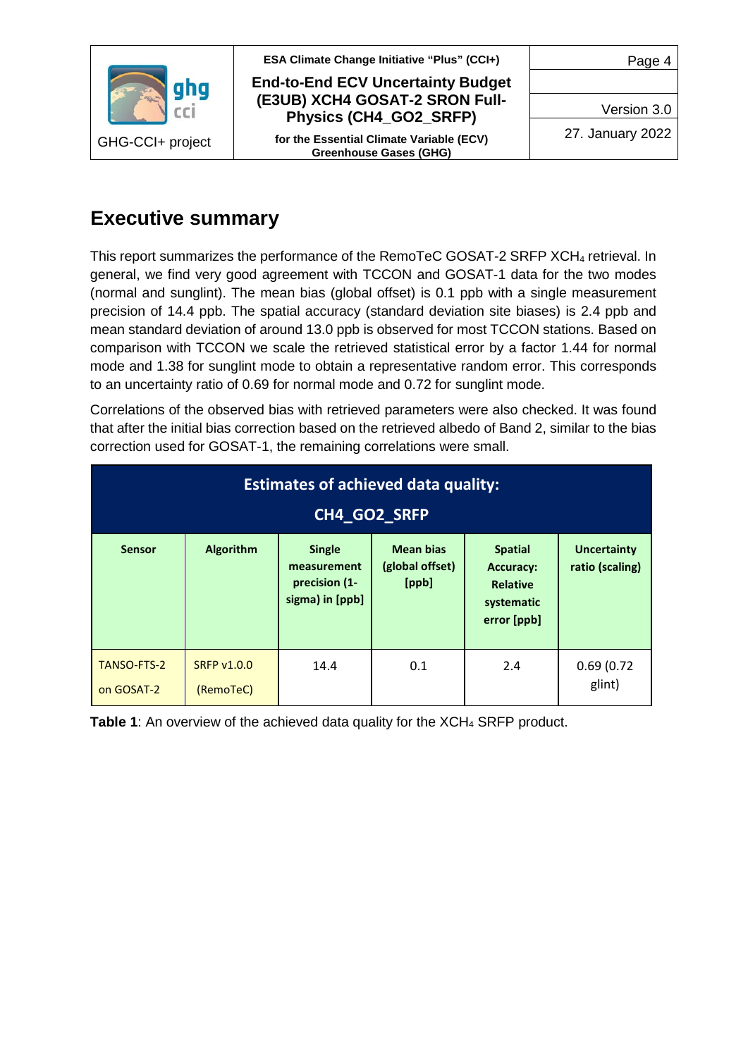# Executive summary

This report summarizes the performance of the RemoTeC GOSAT-2 SRFP $XCH_4$ retrieval. In general, we find very good agreement with TCCON and GOSAT-1 data for the two modes (normal and sunglint). The mean bias (global offset) is 0.1 ppb with a single measurement precision of 14.4 ppb. The spatial accuracy (standard deviation site biases) is 2.4 ppb and mean standard deviation of around 13.0 ppb is observed for most TCCON stations. Based on comparison with TCCON we scale the retrieved statistical error by a factor 1.44 for normal mode and 1.38 for sunglint mode to obtain a representative random error. This corresponds to an uncertainty ratio of 0.69 for normal mode and 0.72 for sunglint mode.

Correlations of the observed bias with retrieved parameters were also checked. It was found that after the initial bias correction based on the retrieved albedo of Band 2, similar to the bias correction used for GOSAT-1, the remaining correlations were small.

| Estimates of achieved data quality: CH4_GO2_SRFP | | | | | |
|---|---|---|---|---|---|
| **Sensor** | **Algorithm** | **Single measurement precision (1-sigma) in [ppb]** | **Mean bias (global offset) [ppb]** | **Spatial Accuracy: Relative systematic error [ppb]** | **Uncertainty ratio (scaling)** |
| TANSO-FTS-2 on GOSAT-2 | SRFP v1.0.0 (RemoTeC) | 14.4 | 0.1 | 2.4 | 0.69 (0.72 glint) |

**Table 1**: An overview of the achieved data quality for the $XCH_4$ SRFP product.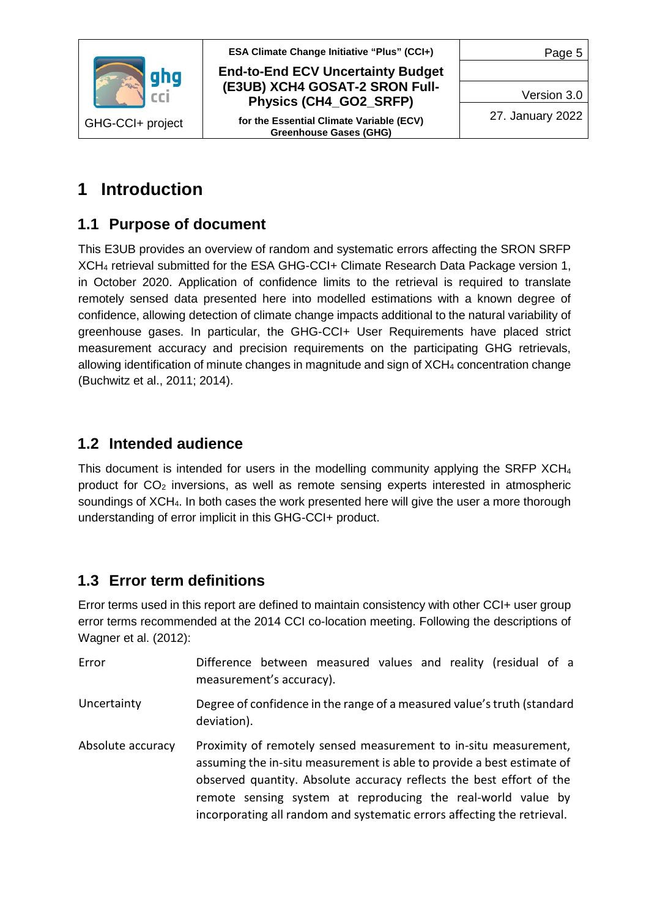# 1 Introduction

## 1.1 Purpose of document

This E3UB provides an overview of random and systematic errors affecting the SRON SRFP $XCH_4$ retrieval submitted for the ESA GHG-CCI+ Climate Research Data Package version 1, in October 2020. Application of confidence limits to the retrieval is required to translate remotely sensed data presented here into modelled estimations with a known degree of confidence, allowing detection of climate change impacts additional to the natural variability of greenhouse gases. In particular, the GHG-CCI+ User Requirements have placed strict measurement accuracy and precision requirements on the participating GHG retrievals, allowing identification of minute changes in magnitude and sign of $XCH_4$ concentration change (Buchwitz et al., 2011; 2014).

## 1.2 Intended audience

This document is intended for users in the modelling community applying the SRFP $XCH_4$ product for $CO_2$ inversions, as well as remote sensing experts interested in atmospheric soundings of $XCH_4$. In both cases the work presented here will give the user a more thorough understanding of error implicit in this GHG-CCI+ product.

## 1.3 Error term definitions

Error terms used in this report are defined to maintain consistency with other CCI+ user group error terms recommended at the 2014 CCI co-location meeting. Following the descriptions of Wagner et al. (2012):

| | |
|---|---|
| Error | Difference between measured values and reality (residual of a measurement's accuracy). |
| Uncertainty | Degree of confidence in the range of a measured value's truth (standard deviation). |
| Absolute accuracy | Proximity of remotely sensed measurement to in-situ measurement, assuming the in-situ measurement is able to provide a best estimate of observed quantity. Absolute accuracy reflects the best effort of the remote sensing system at reproducing the real-world value by incorporating all random and systematic errors affecting the retrieval. |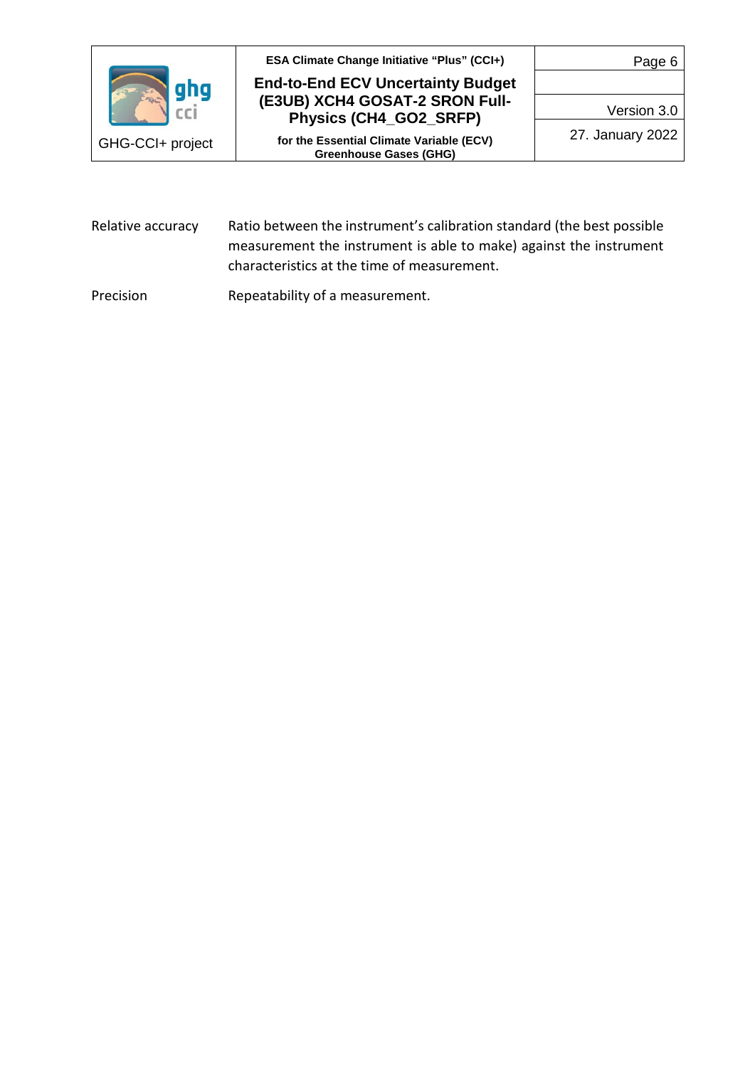| | |
|---|---|
| Relative accuracy | Ratio between the instrument's calibration standard (the best possible measurement the instrument is able to make) against the instrument characteristics at the time of measurement. |
| Precision | Repeatability of a measurement. |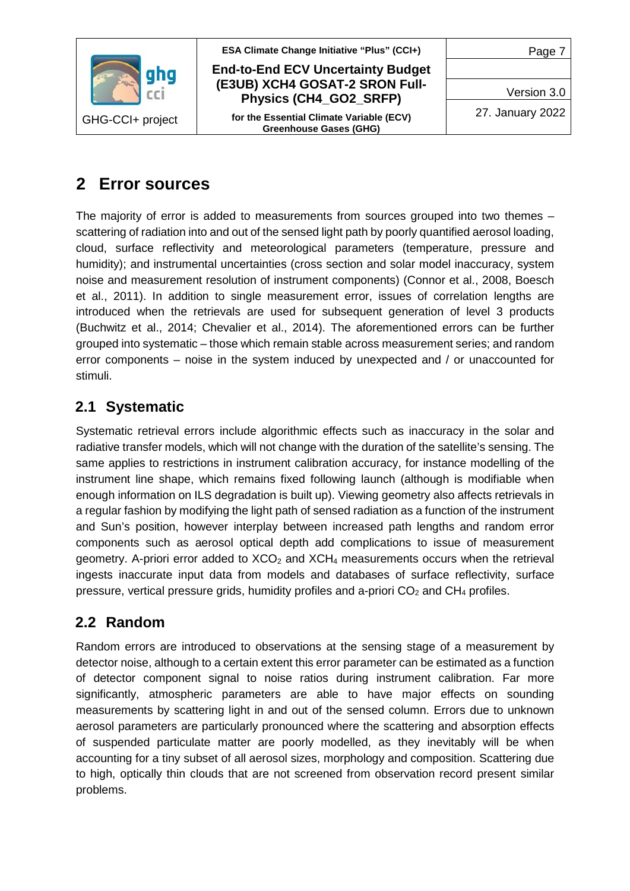# 2 Error sources

The majority of error is added to measurements from sources grouped into two themes – scattering of radiation into and out of the sensed light path by poorly quantified aerosol loading, cloud, surface reflectivity and meteorological parameters (temperature, pressure and humidity); and instrumental uncertainties (cross section and solar model inaccuracy, system noise and measurement resolution of instrument components) (Connor et al., 2008, Boesch et al., 2011). In addition to single measurement error, issues of correlation lengths are introduced when the retrievals are used for subsequent generation of level 3 products (Buchwitz et al., 2014; Chevalier et al., 2014). The aforementioned errors can be further grouped into systematic – those which remain stable across measurement series; and random error components – noise in the system induced by unexpected and / or unaccounted for stimuli.

## 2.1 Systematic

Systematic retrieval errors include algorithmic effects such as inaccuracy in the solar and radiative transfer models, which will not change with the duration of the satellite's sensing. The same applies to restrictions in instrument calibration accuracy, for instance modelling of the instrument line shape, which remains fixed following launch (although is modifiable when enough information on ILS degradation is built up). Viewing geometry also affects retrievals in a regular fashion by modifying the light path of sensed radiation as a function of the instrument and Sun's position, however interplay between increased path lengths and random error components such as aerosol optical depth add complications to issue of measurement geometry. A-priori error added to $XCO_2$ and $XCH_4$ measurements occurs when the retrieval ingests inaccurate input data from models and databases of surface reflectivity, surface pressure, vertical pressure grids, humidity profiles and a-priori $CO_2$ and $CH_4$ profiles.

## 2.2 Random

Random errors are introduced to observations at the sensing stage of a measurement by detector noise, although to a certain extent this error parameter can be estimated as a function of detector component signal to noise ratios during instrument calibration. Far more significantly, atmospheric parameters are able to have major effects on sounding measurements by scattering light in and out of the sensed column. Errors due to unknown aerosol parameters are particularly pronounced where the scattering and absorption effects of suspended particulate matter are poorly modelled, as they inevitably will be when accounting for a tiny subset of all aerosol sizes, morphology and composition. Scattering due to high, optically thin clouds that are not screened from observation record present similar problems.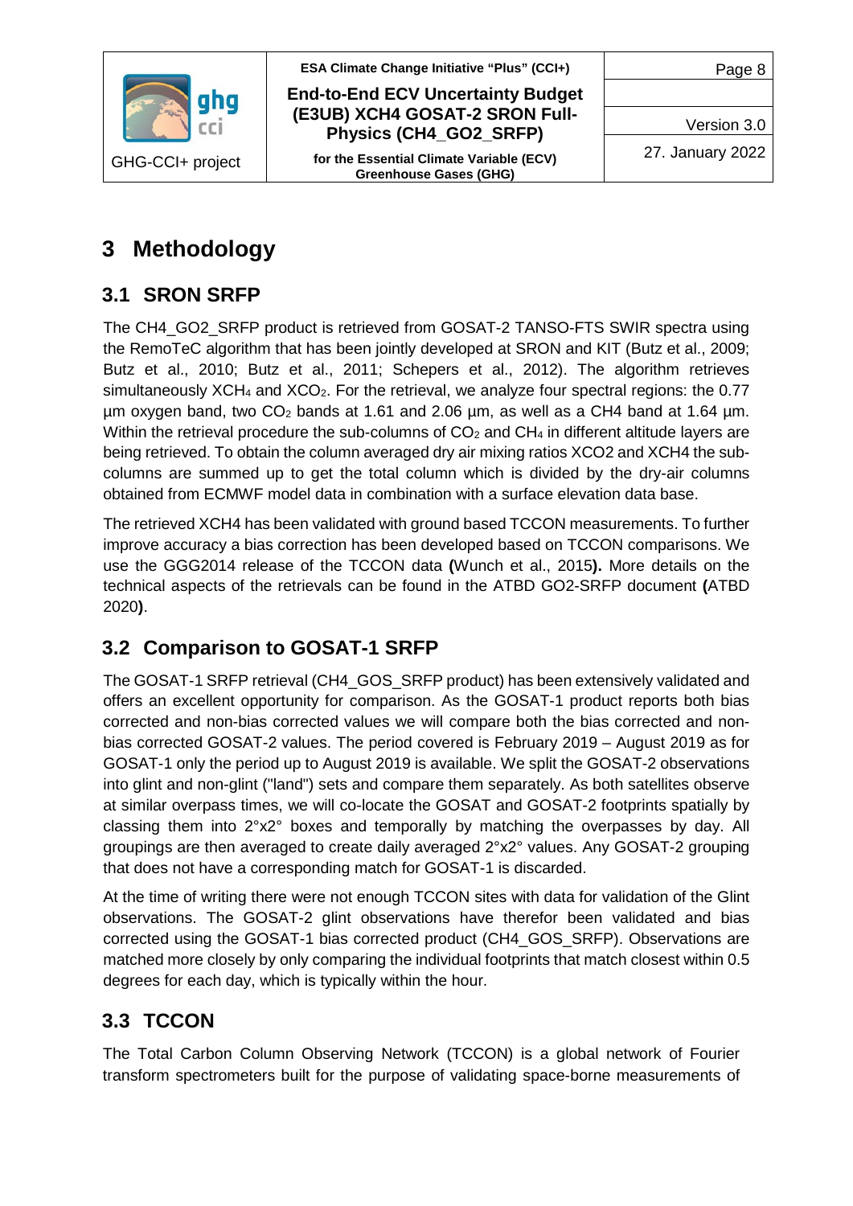# 3 Methodology

## 3.1 SRON SRFP

The CH4_GO2_SRFP product is retrieved from GOSAT-2 TANSO-FTS SWIR spectra using the RemoTeC algorithm that has been jointly developed at SRON and KIT (Butz et al., 2009; Butz et al., 2010; Butz et al., 2011; Schepers et al., 2012). The algorithm retrieves simultaneously $XCH_4$ and $XCO_2$. For the retrieval, we analyze four spectral regions: the 0.77 µm oxygen band, two $CO_2$ bands at 1.61 and 2.06 µm, as well as a CH4 band at 1.64 µm. Within the retrieval procedure the sub-columns of $CO_2$ and $CH_4$ in different altitude layers are being retrieved. To obtain the column averaged dry air mixing ratios XCO2 and XCH4 the sub-columns are summed up to get the total column which is divided by the dry-air columns obtained from ECMWF model data in combination with a surface elevation data base.

The retrieved XCH4 has been validated with ground based TCCON measurements. To further improve accuracy a bias correction has been developed based on TCCON comparisons. We use the GGG2014 release of the TCCON data **(**Wunch et al., 2015**).** More details on the technical aspects of the retrievals can be found in the ATBD GO2-SRFP document **(**ATBD 2020**)**.

## 3.2 Comparison to GOSAT-1 SRFP

The GOSAT-1 SRFP retrieval (CH4_GOS_SRFP product) has been extensively validated and offers an excellent opportunity for comparison. As the GOSAT-1 product reports both bias corrected and non-bias corrected values we will compare both the bias corrected and non-bias corrected GOSAT-2 values. The period covered is February 2019 – August 2019 as for GOSAT-1 only the period up to August 2019 is available. We split the GOSAT-2 observations into glint and non-glint ("land") sets and compare them separately. As both satellites observe at similar overpass times, we will co-locate the GOSAT and GOSAT-2 footprints spatially by classing them into 2°x2° boxes and temporally by matching the overpasses by day. All groupings are then averaged to create daily averaged 2°x2° values. Any GOSAT-2 grouping that does not have a corresponding match for GOSAT-1 is discarded.

At the time of writing there were not enough TCCON sites with data for validation of the Glint observations. The GOSAT-2 glint observations have therefor been validated and bias corrected using the GOSAT-1 bias corrected product (CH4_GOS_SRFP). Observations are matched more closely by only comparing the individual footprints that match closest within 0.5 degrees for each day, which is typically within the hour.

## 3.3 TCCON

The Total Carbon Column Observing Network (TCCON) is a global network of Fourier transform spectrometers built for the purpose of validating space-borne measurements of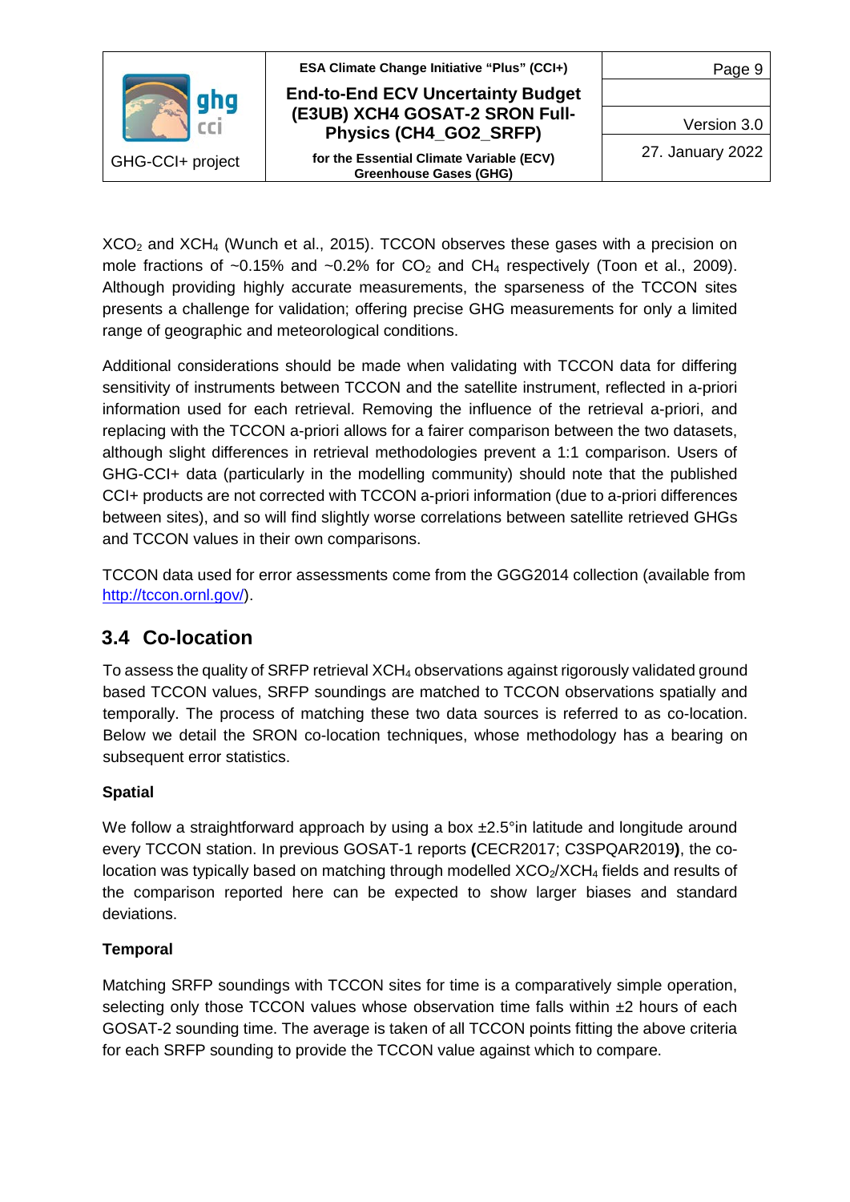$XCO_2$ and $XCH_4$ (Wunch et al., 2015). TCCON observes these gases with a precision on mole fractions of ~0.15% and ~0.2% for $CO_2$ and $CH_4$ respectively (Toon et al., 2009). Although providing highly accurate measurements, the sparseness of the TCCON sites presents a challenge for validation; offering precise GHG measurements for only a limited range of geographic and meteorological conditions.

Additional considerations should be made when validating with TCCON data for differing sensitivity of instruments between TCCON and the satellite instrument, reflected in a-priori information used for each retrieval. Removing the influence of the retrieval a-priori, and replacing with the TCCON a-priori allows for a fairer comparison between the two datasets, although slight differences in retrieval methodologies prevent a 1:1 comparison. Users of GHG-CCI+ data (particularly in the modelling community) should note that the published CCI+ products are not corrected with TCCON a-priori information (due to a-priori differences between sites), and so will find slightly worse correlations between satellite retrieved GHGs and TCCON values in their own comparisons.

TCCON data used for error assessments come from the GGG2014 collection (available from http://tccon.ornl.gov/).

## 3.4 Co-location

To assess the quality of SRFP retrieval $XCH_4$ observations against rigorously validated ground based TCCON values, SRFP soundings are matched to TCCON observations spatially and temporally. The process of matching these two data sources is referred to as co-location. Below we detail the SRON co-location techniques, whose methodology has a bearing on subsequent error statistics.

**Spatial**

We follow a straightforward approach by using a box ±2.5°in latitude and longitude around every TCCON station. In previous GOSAT-1 reports **(**CECR2017; C3SPQAR2019**)**, the co-location was typically based on matching through modelled $XCO_2$/$XCH_4$ fields and results of the comparison reported here can be expected to show larger biases and standard deviations.

**Temporal**

Matching SRFP soundings with TCCON sites for time is a comparatively simple operation, selecting only those TCCON values whose observation time falls within ±2 hours of each GOSAT-2 sounding time. The average is taken of all TCCON points fitting the above criteria for each SRFP sounding to provide the TCCON value against which to compare.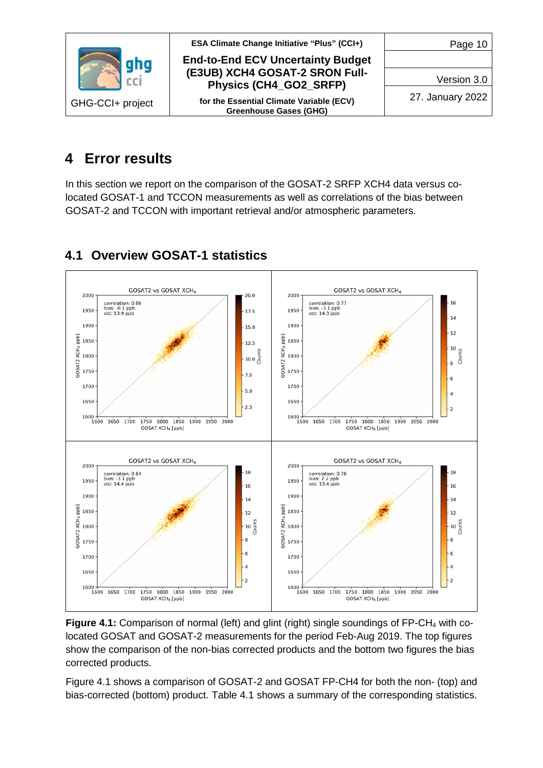# 4 Error results

In this section we report on the comparison of the GOSAT-2 SRFP XCH4 data versus co-located GOSAT-1 and TCCON measurements as well as correlations of the bias between GOSAT-2 and TCCON with important retrieval and/or atmospheric parameters.

## 4.1 Overview GOSAT-1 statistics

**Figure 4.1:** Comparison of normal (left) and glint (right) single soundings of FP-$CH_4$ with co-located GOSAT and GOSAT-2 measurements for the period Feb-Aug 2019. The top figures show the comparison of the non-bias corrected products and the bottom two figures the bias corrected products.

Figure 4.1 shows a comparison of GOSAT-2 and GOSAT FP-CH4 for both the non- (top) and bias-corrected (bottom) product. Table 4.1 shows a summary of the corresponding statistics.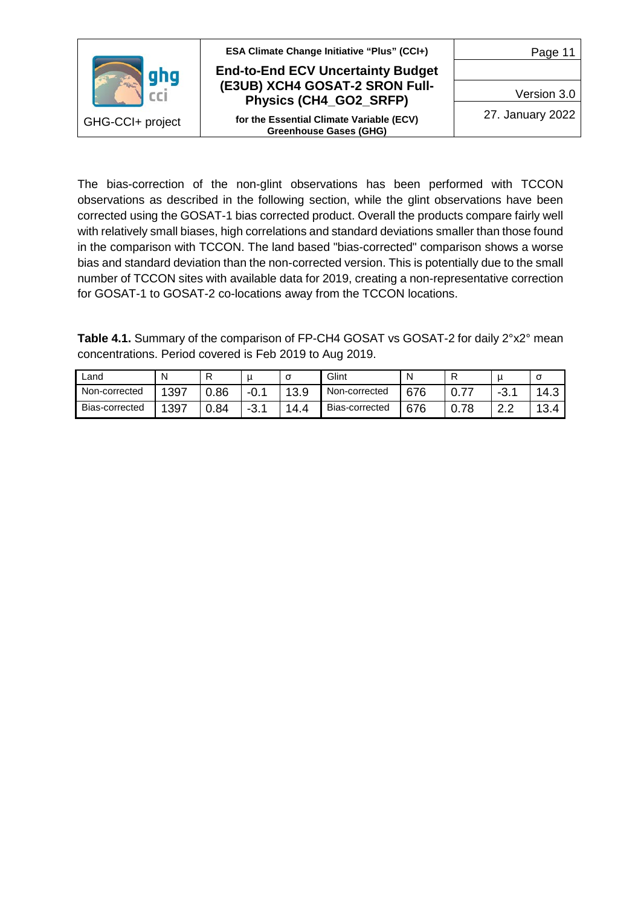The bias-correction of the non-glint observations has been performed with TCCON observations as described in the following section, while the glint observations have been corrected using the GOSAT-1 bias corrected product. Overall the products compare fairly well with relatively small biases, high correlations and standard deviations smaller than those found in the comparison with TCCON. The land based "bias-corrected" comparison shows a worse bias and standard deviation than the non-corrected version. This is potentially due to the small number of TCCON sites with available data for 2019, creating a non-representative correction for GOSAT-1 to GOSAT-2 co-locations away from the TCCON locations.

**Table 4.1.** Summary of the comparison of FP-CH4 GOSAT vs GOSAT-2 for daily 2°x2° mean concentrations. Period covered is Feb 2019 to Aug 2019.

| Land | N | R | μ | σ | Glint | N | R | μ | σ |
|---|---|---|---|---|---|---|---|---|---|
| Non-corrected | 1397 | 0.86 | -0.1 | 13.9 | Non-corrected | 676 | 0.77 | -3.1 | 14.3 |
| Bias-corrected | 1397 | 0.84 | -3.1 | 14.4 | Bias-corrected | 676 | 0.78 | 2.2 | 13.4 |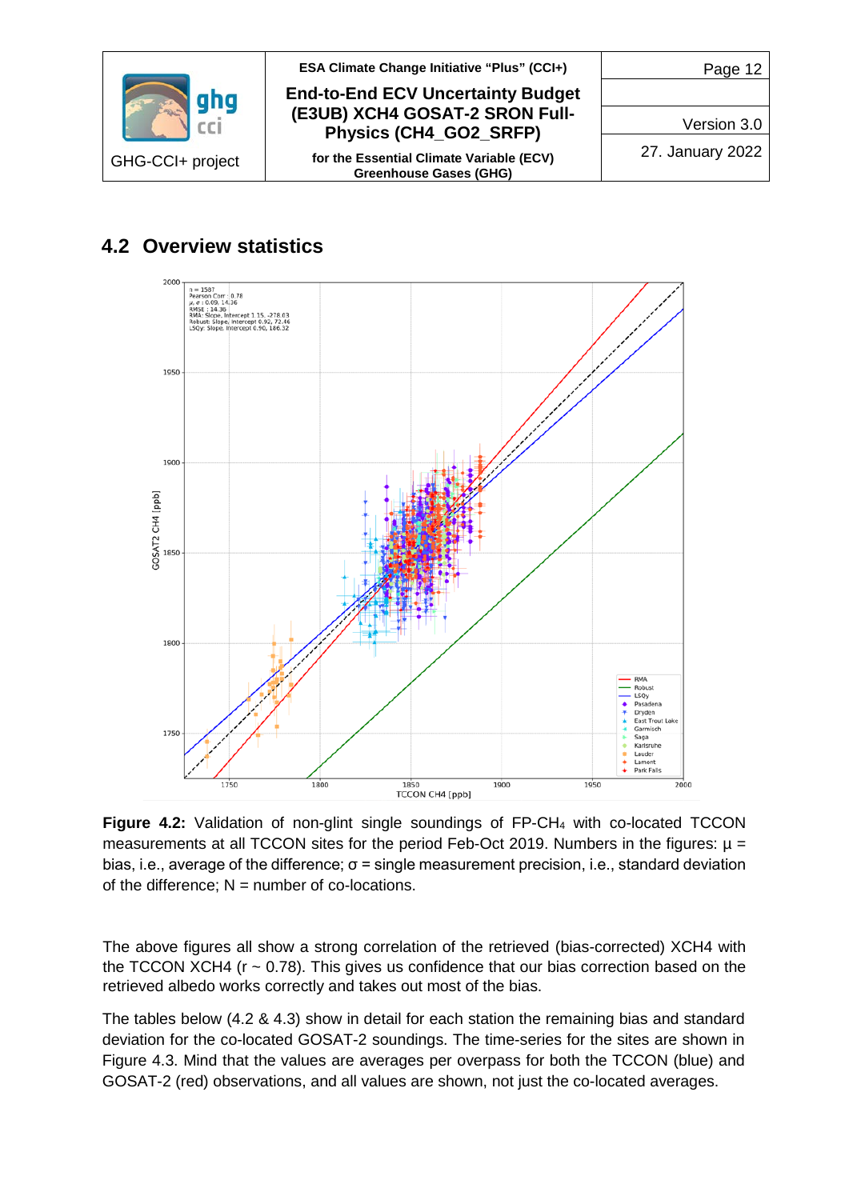## 4.2 Overview statistics

**Figure 4.2:** Validation of non-glint single soundings of FP-$CH_4$ with co-located TCCON measurements at all TCCON sites for the period Feb-Oct 2019. Numbers in the figures: $\mu$ = bias, i.e., average of the difference; $\sigma$ = single measurement precision, i.e., standard deviation of the difference; N = number of co-locations.

The above figures all show a strong correlation of the retrieved (bias-corrected) XCH4 with the TCCON XCH4 (r ~ 0.78). This gives us confidence that our bias correction based on the retrieved albedo works correctly and takes out most of the bias.

The tables below (4.2 & 4.3) show in detail for each station the remaining bias and standard deviation for the co-located GOSAT-2 soundings. The time-series for the sites are shown in Figure 4.3. Mind that the values are averages per overpass for both the TCCON (blue) and GOSAT-2 (red) observations, and all values are shown, not just the co-located averages.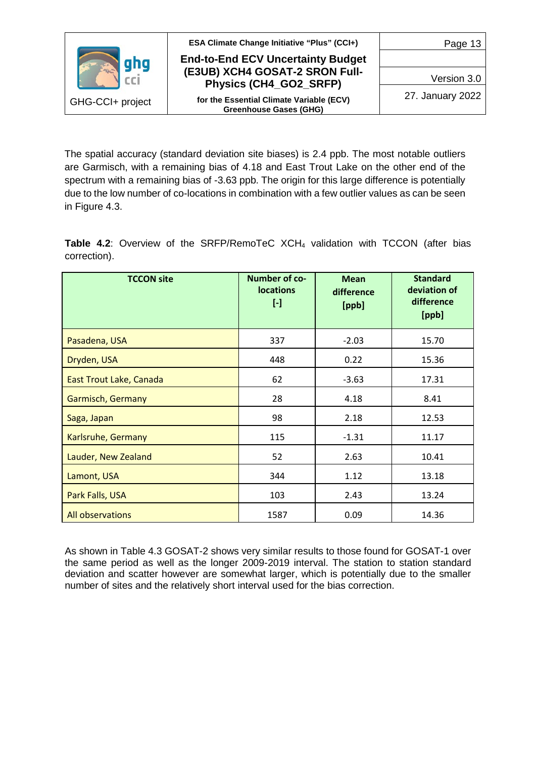The spatial accuracy (standard deviation site biases) is 2.4 ppb. The most notable outliers are Garmisch, with a remaining bias of 4.18 and East Trout Lake on the other end of the spectrum with a remaining bias of -3.63 ppb. The origin for this large difference is potentially due to the low number of co-locations in combination with a few outlier values as can be seen in Figure 4.3.

**Table 4.2**: Overview of the SRFP/RemoTeC $XCH_4$ validation with TCCON (after bias correction).

| TCCON site | Number of co-locations [-] | Mean difference [ppb] | Standard deviation of difference [ppb] |
|---|---|---|---|
| Pasadena, USA | 337 | -2.03 | 15.70 |
| Dryden, USA | 448 | 0.22 | 15.36 |
| East Trout Lake, Canada | 62 | -3.63 | 17.31 |
| Garmisch, Germany | 28 | 4.18 | 8.41 |
| Saga, Japan | 98 | 2.18 | 12.53 |
| Karlsruhe, Germany | 115 | -1.31 | 11.17 |
| Lauder, New Zealand | 52 | 2.63 | 10.41 |
| Lamont, USA | 344 | 1.12 | 13.18 |
| Park Falls, USA | 103 | 2.43 | 13.24 |
| All observations | 1587 | 0.09 | 14.36 |

As shown in Table 4.3 GOSAT-2 shows very similar results to those found for GOSAT-1 over the same period as well as the longer 2009-2019 interval. The station to station standard deviation and scatter however are somewhat larger, which is potentially due to the smaller number of sites and the relatively short interval used for the bias correction.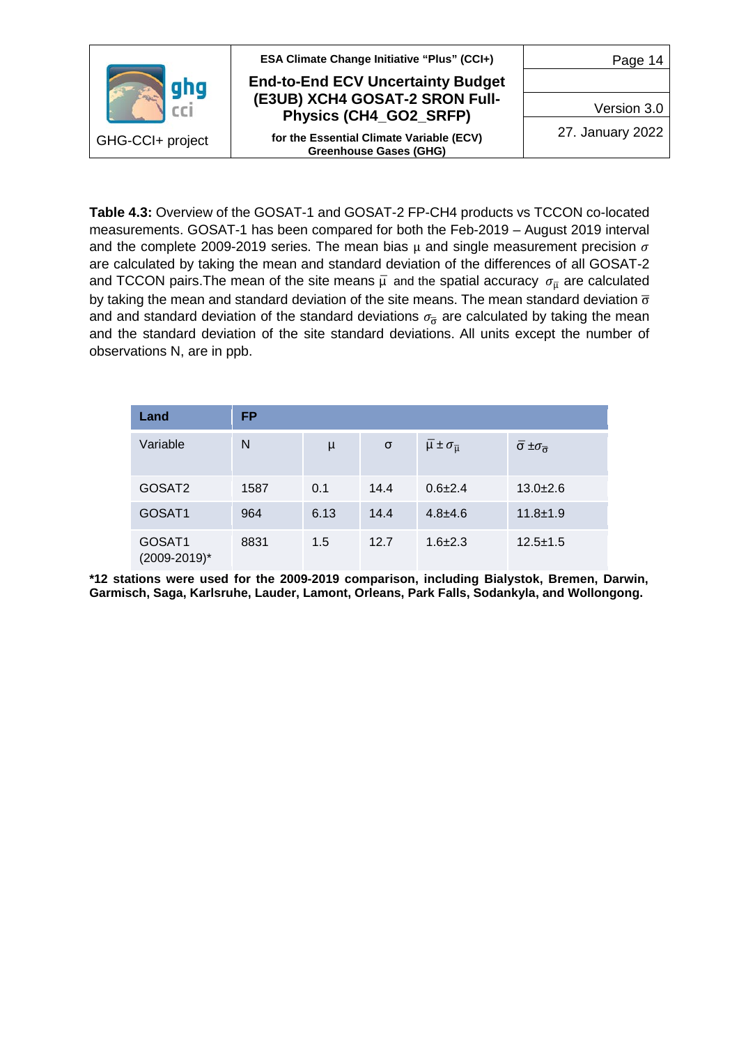**Table 4.3:** Overview of the GOSAT-1 and GOSAT-2 FP-CH4 products vs TCCON co-located measurements. GOSAT-1 has been compared for both the Feb-2019 – August 2019 interval and the complete 2009-2019 series. The mean bias $\mu$ and single measurement precision $\sigma$ are calculated by taking the mean and standard deviation of the differences of all GOSAT-2 and TCCON pairs.The mean of the site means $\bar{\mu}$ and the spatial accuracy $\sigma_{\bar{\mu}}$ are calculated by taking the mean and standard deviation of the site means. The mean standard deviation $\bar{\sigma}$ and and standard deviation of the standard deviations $\sigma_{\bar{\sigma}}$ are calculated by taking the mean and the standard deviation of the site standard deviations. All units except the number of observations N, are in ppb.

| Land | FP | | | | |
|---|---|---|---|---|---|
| Variable | N | $\mu$ | $\sigma$ | $\bar{\mu} \pm \sigma_{\bar{\mu}}$ | $\bar{\sigma} \pm \sigma_{\bar{\sigma}}$ |
| GOSAT2 | 1587 | 0.1 | 14.4 | 0.6±2.4 | 13.0±2.6 |
| GOSAT1 | 964 | 6.13 | 14.4 | 4.8±4.6 | 11.8±1.9 |
| GOSAT1 (2009-2019)* | 8831 | 1.5 | 12.7 | 1.6±2.3 | 12.5±1.5 |

**\*12 stations were used for the 2009-2019 comparison, including Bialystok, Bremen, Darwin, Garmisch, Saga, Karlsruhe, Lauder, Lamont, Orleans, Park Falls, Sodankyla, and Wollongong.**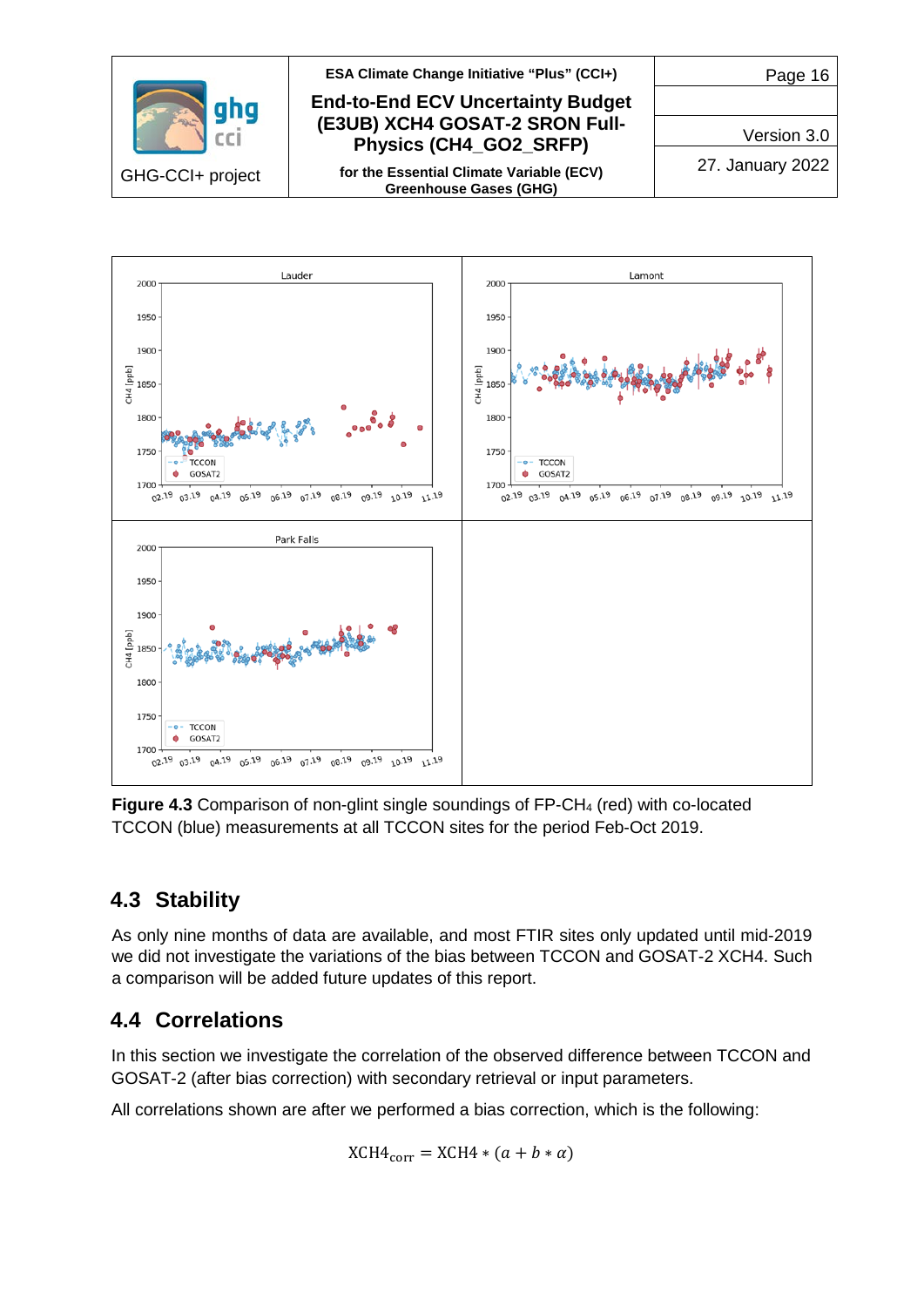**Figure 4.3** Comparison of non-glint single soundings of FP-$CH_4$ (red) with co-located TCCON (blue) measurements at all TCCON sites for the period Feb-Oct 2019.

## 4.3 Stability

As only nine months of data are available, and most FTIR sites only updated until mid-2019 we did not investigate the variations of the bias between TCCON and GOSAT-2 XCH4. Such a comparison will be added future updates of this report.

## 4.4 Correlations

In this section we investigate the correlation of the observed difference between TCCON and GOSAT-2 (after bias correction) with secondary retrieval or input parameters.

All correlations shown are after we performed a bias correction, which is the following:

$$\mathrm{XCH4}_{\mathrm{corr}} = \mathrm{XCH4} * (a + b * \alpha)$$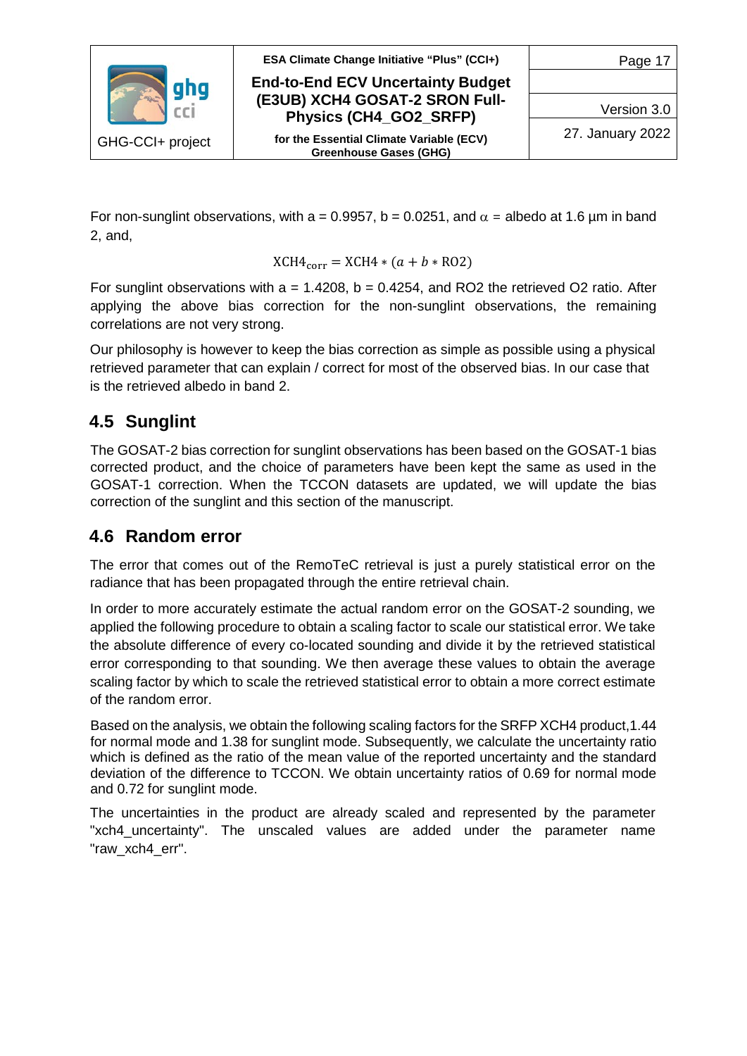For non-sunglint observations, with a = 0.9957, b = 0.0251, and $\alpha$ = albedo at 1.6 µm in band 2, and,

$$XCH4_{corr} = XCH4 * (a + b * RO2)$$

For sunglint observations with a = 1.4208, b = 0.4254, and RO2 the retrieved O2 ratio. After applying the above bias correction for the non-sunglint observations, the remaining correlations are not very strong.

Our philosophy is however to keep the bias correction as simple as possible using a physical retrieved parameter that can explain / correct for most of the observed bias. In our case that is the retrieved albedo in band 2.

## 4.5 Sunglint

The GOSAT-2 bias correction for sunglint observations has been based on the GOSAT-1 bias corrected product, and the choice of parameters have been kept the same as used in the GOSAT-1 correction. When the TCCON datasets are updated, we will update the bias correction of the sunglint and this section of the manuscript.

## 4.6 Random error

The error that comes out of the RemoTeC retrieval is just a purely statistical error on the radiance that has been propagated through the entire retrieval chain.

In order to more accurately estimate the actual random error on the GOSAT-2 sounding, we applied the following procedure to obtain a scaling factor to scale our statistical error. We take the absolute difference of every co-located sounding and divide it by the retrieved statistical error corresponding to that sounding. We then average these values to obtain the average scaling factor by which to scale the retrieved statistical error to obtain a more correct estimate of the random error.

Based on the analysis, we obtain the following scaling factors for the SRFP XCH4 product,1.44 for normal mode and 1.38 for sunglint mode. Subsequently, we calculate the uncertainty ratio which is defined as the ratio of the mean value of the reported uncertainty and the standard deviation of the difference to TCCON. We obtain uncertainty ratios of 0.69 for normal mode and 0.72 for sunglint mode.

The uncertainties in the product are already scaled and represented by the parameter "xch4_uncertainty". The unscaled values are added under the parameter name "raw_xch4_err".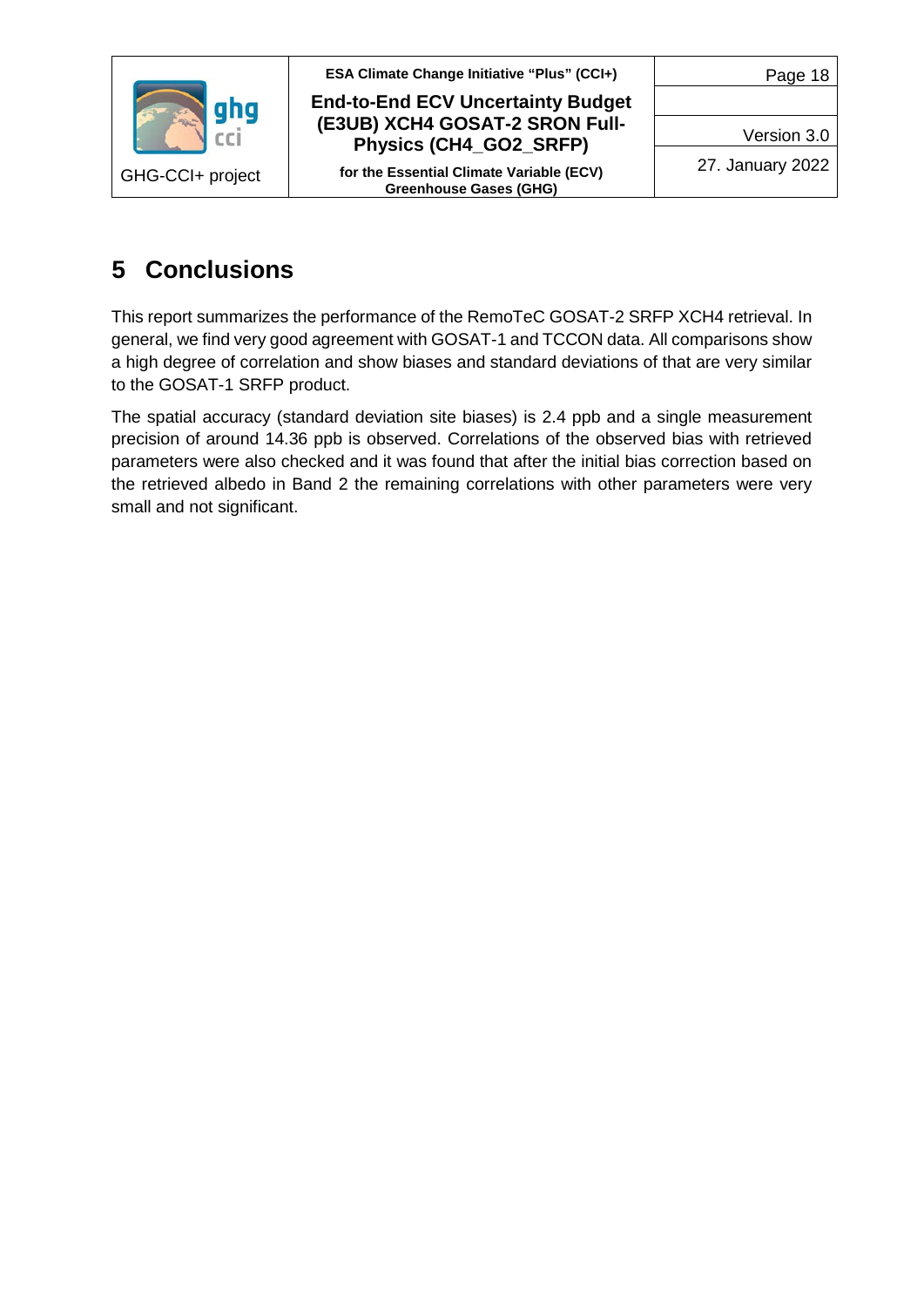# 5 Conclusions

This report summarizes the performance of the RemoTeC GOSAT-2 SRFP XCH4 retrieval. In general, we find very good agreement with GOSAT-1 and TCCON data. All comparisons show a high degree of correlation and show biases and standard deviations of that are very similar to the GOSAT-1 SRFP product.

The spatial accuracy (standard deviation site biases) is 2.4 ppb and a single measurement precision of around 14.36 ppb is observed. Correlations of the observed bias with retrieved parameters were also checked and it was found that after the initial bias correction based on the retrieved albedo in Band 2 the remaining correlations with other parameters were very small and not significant.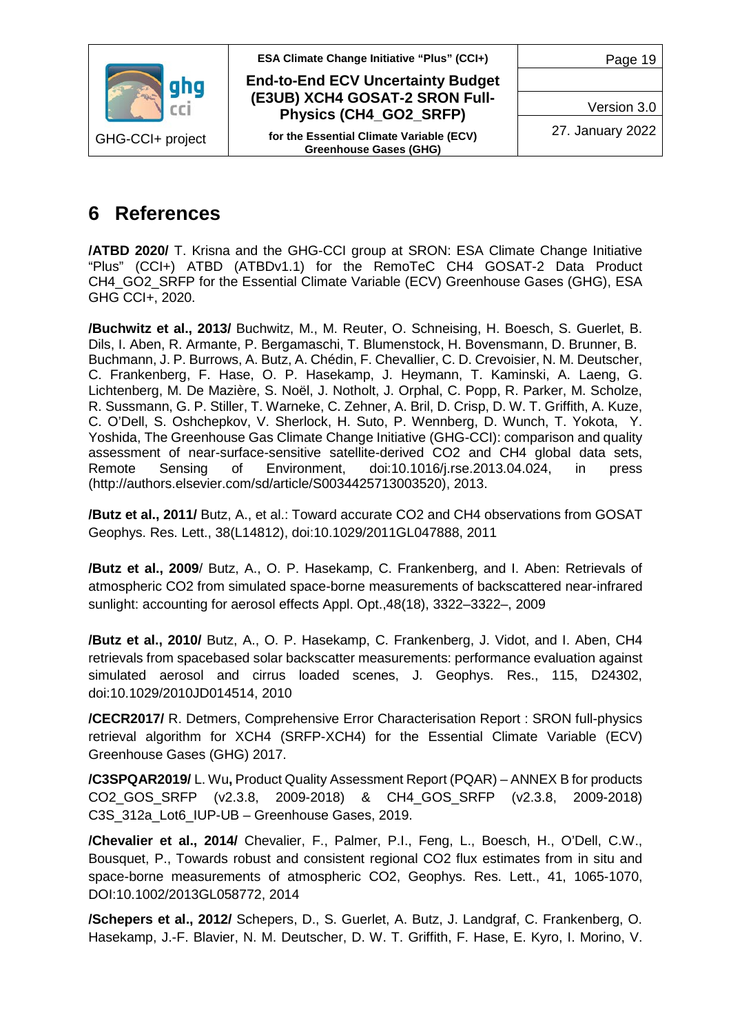# 6 References

**/ATBD 2020/** T. Krisna and the GHG-CCI group at SRON: ESA Climate Change Initiative "Plus" (CCI+) ATBD (ATBDv1.1) for the RemoTeC CH4 GOSAT-2 Data Product CH4_GO2_SRFP for the Essential Climate Variable (ECV) Greenhouse Gases (GHG), ESA GHG CCI+, 2020.

**/Buchwitz et al., 2013/** Buchwitz, M., M. Reuter, O. Schneising, H. Boesch, S. Guerlet, B. Dils, I. Aben, R. Armante, P. Bergamaschi, T. Blumenstock, H. Bovensmann, D. Brunner, B. Buchmann, J. P. Burrows, A. Butz, A. Chédin, F. Chevallier, C. D. Crevoisier, N. M. Deutscher, C. Frankenberg, F. Hase, O. P. Hasekamp, J. Heymann, T. Kaminski, A. Laeng, G. Lichtenberg, M. De Mazière, S. Noël, J. Notholt, J. Orphal, C. Popp, R. Parker, M. Scholze, R. Sussmann, G. P. Stiller, T. Warneke, C. Zehner, A. Bril, D. Crisp, D. W. T. Griffith, A. Kuze, C. O'Dell, S. Oshchepkov, V. Sherlock, H. Suto, P. Wennberg, D. Wunch, T. Yokota, Y. Yoshida, The Greenhouse Gas Climate Change Initiative (GHG-CCI): comparison and quality assessment of near-surface-sensitive satellite-derived CO2 and CH4 global data sets, Remote Sensing of Environment, doi:10.1016/j.rse.2013.04.024, in press (http://authors.elsevier.com/sd/article/S0034425713003520), 2013.

**/Butz et al., 2011/** Butz, A., et al.: Toward accurate CO2 and CH4 observations from GOSAT Geophys. Res. Lett., 38(L14812), doi:10.1029/2011GL047888, 2011

**/Butz et al., 2009**/ Butz, A., O. P. Hasekamp, C. Frankenberg, and I. Aben: Retrievals of atmospheric CO2 from simulated space-borne measurements of backscattered near-infrared sunlight: accounting for aerosol effects Appl. Opt.,48(18), 3322–3322–, 2009

**/Butz et al., 2010/** Butz, A., O. P. Hasekamp, C. Frankenberg, J. Vidot, and I. Aben, CH4 retrievals from spacebased solar backscatter measurements: performance evaluation against simulated aerosol and cirrus loaded scenes, J. Geophys. Res., 115, D24302, doi:10.1029/2010JD014514, 2010

**/CECR2017/** R. Detmers, Comprehensive Error Characterisation Report : SRON full-physics retrieval algorithm for XCH4 (SRFP-XCH4) for the Essential Climate Variable (ECV) Greenhouse Gases (GHG) 2017.

**/C3SPQAR2019/** L. Wu**,** Product Quality Assessment Report (PQAR) – ANNEX B for products CO2_GOS_SRFP (v2.3.8, 2009-2018) & CH4_GOS_SRFP (v2.3.8, 2009-2018) C3S_312a_Lot6_IUP-UB – Greenhouse Gases, 2019.

**/Chevalier et al., 2014/** Chevalier, F., Palmer, P.I., Feng, L., Boesch, H., O'Dell, C.W., Bousquet, P., Towards robust and consistent regional CO2 flux estimates from in situ and space-borne measurements of atmospheric CO2, Geophys. Res. Lett., 41, 1065-1070, DOI:10.1002/2013GL058772, 2014

**/Schepers et al., 2012/** Schepers, D., S. Guerlet, A. Butz, J. Landgraf, C. Frankenberg, O. Hasekamp, J.-F. Blavier, N. M. Deutscher, D. W. T. Griffith, F. Hase, E. Kyro, I. Morino, V.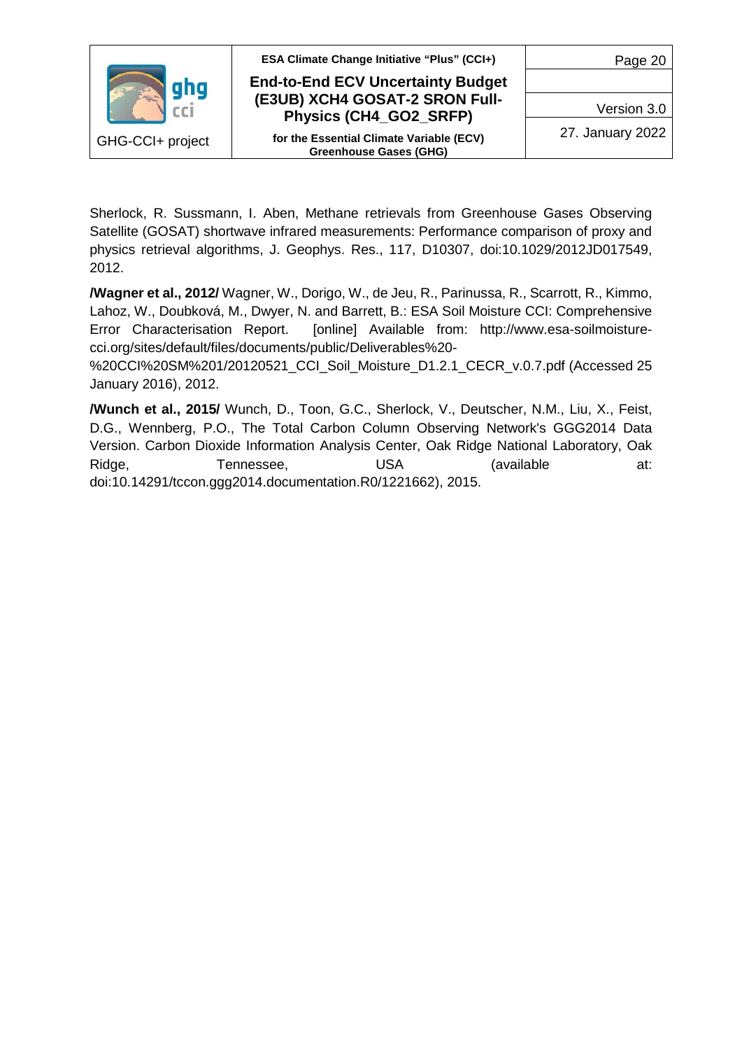Sherlock, R. Sussmann, I. Aben, Methane retrievals from Greenhouse Gases Observing Satellite (GOSAT) shortwave infrared measurements: Performance comparison of proxy and physics retrieval algorithms, J. Geophys. Res., 117, D10307, doi:10.1029/2012JD017549, 2012.

**/Wagner et al., 2012/** Wagner, W., Dorigo, W., de Jeu, R., Parinussa, R., Scarrott, R., Kimmo, Lahoz, W., Doubková, M., Dwyer, N. and Barrett, B.: ESA Soil Moisture CCI: Comprehensive Error Characterisation Report. [online] Available from: http://www.esa-soilmoisture-cci.org/sites/default/files/documents/public/Deliverables%20-%20CCI%20SM%201/20120521_CCI_Soil_Moisture_D1.2.1_CECR_v.0.7.pdf (Accessed 25 January 2016), 2012.

**/Wunch et al., 2015/** Wunch, D., Toon, G.C., Sherlock, V., Deutscher, N.M., Liu, X., Feist, D.G., Wennberg, P.O., The Total Carbon Column Observing Network's GGG2014 Data Version. Carbon Dioxide Information Analysis Center, Oak Ridge National Laboratory, Oak Ridge, Tennessee, USA (available at: doi:10.14291/tccon.ggg2014.documentation.R0/1221662), 2015.